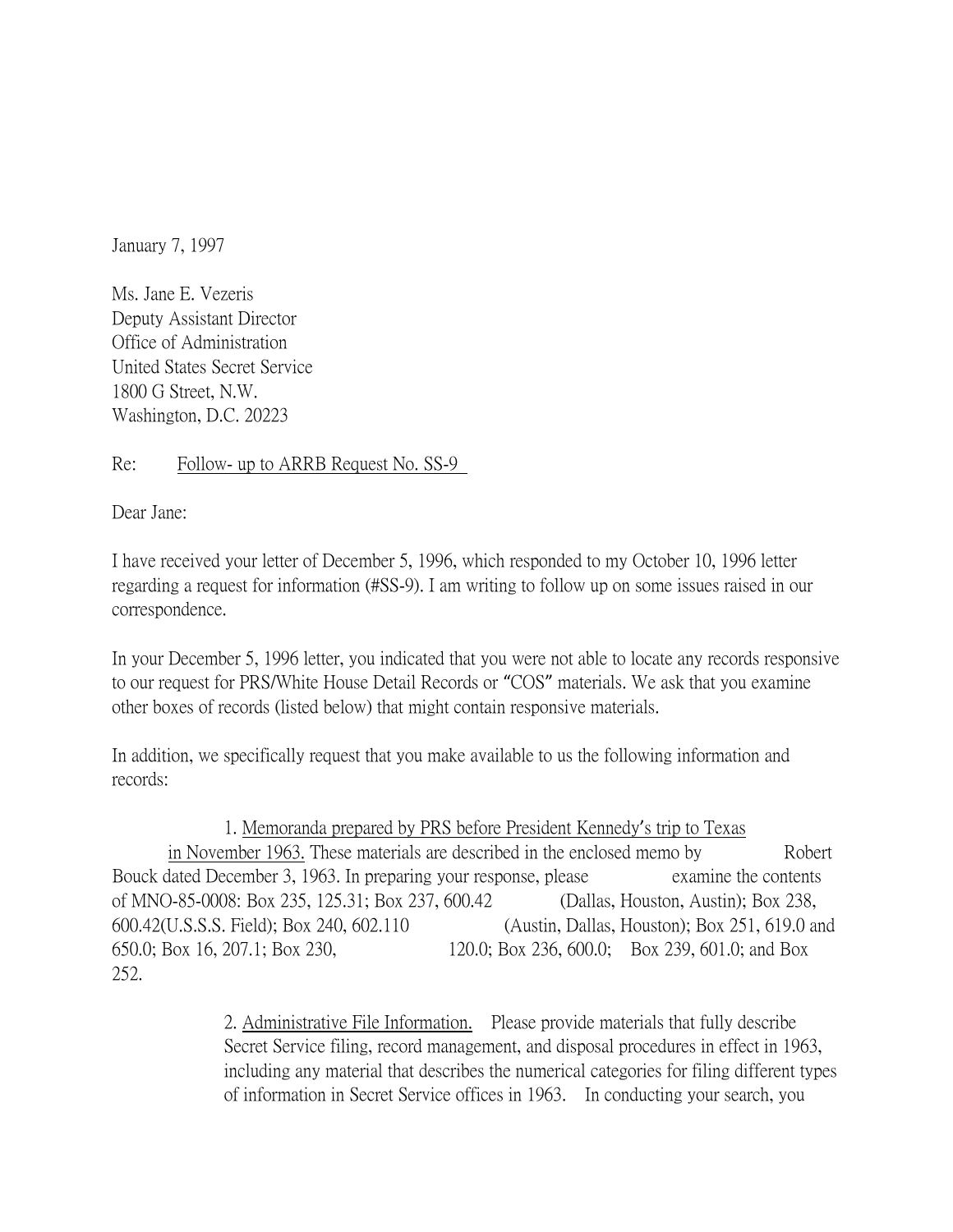January 7, 1997

Ms. Jane E. Vezeris
Deputy Assistant Director
Office of Administration
United States Secret Service
1800 G Street, N.W.
Washington, D.C. 20223

Re: Follow- up to ARRB Request No. SS-9

Dear Jane:

I have received your letter of December 5, 1996, which responded to my October 10, 1996 letter regarding a request for information (#SS-9). I am writing to follow up on some issues raised in our correspondence.

In your December 5, 1996 letter, you indicated that you were not able to locate any records responsive to our request for PRS/White House Detail Records or "COS" materials. We ask that you examine other boxes of records (listed below) that might contain responsive materials.

In addition, we specifically request that you make available to us the following information and records:

1. Memoranda prepared by PRS before President Kennedy's trip to Texas in November 1963. These materials are described in the enclosed memo by Robert Bouck dated December 3, 1963. In preparing your response, please examine the contents of MNO-85-0008: Box 235, 125.31; Box 237, 600.42 (Dallas, Houston, Austin); Box 238, 600.42(U.S.S.S. Field); Box 240, 602.110 (Austin, Dallas, Houston); Box 251, 619.0 and 650.0; Box 16, 207.1; Box 230, 120.0; Box 236, 600.0; Box 239, 601.0; and Box 252.

2. Administrative File Information. Please provide materials that fully describe Secret Service filing, record management, and disposal procedures in effect in 1963, including any material that describes the numerical categories for filing different types of information in Secret Service offices in 1963. In conducting your search, you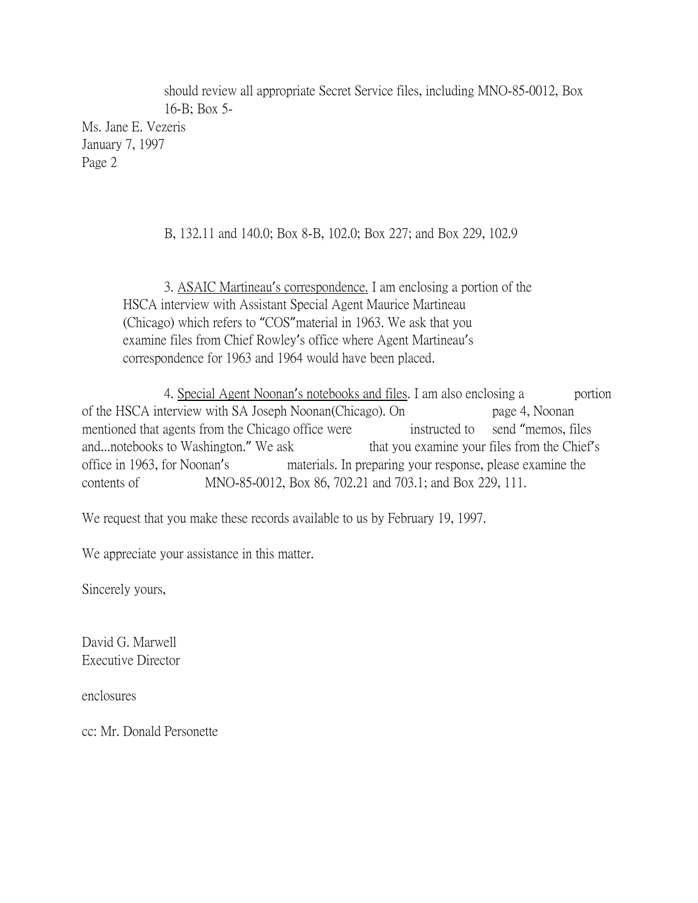should review all appropriate Secret Service files, including MNO-85-0012, Box 16-B; Box 5-

Ms. Jane E. Vezeris
January 7, 1997
Page 2

B, 132.11 and 140.0; Box 8-B, 102.0; Box 227; and Box 229, 102.9

3. ASAIC Martineau's correspondence. I am enclosing a portion of the HSCA interview with Assistant Special Agent Maurice Martineau (Chicago) which refers to "COS"material in 1963. We ask that you examine files from Chief Rowley's office where Agent Martineau's correspondence for 1963 and 1964 would have been placed.

4. Special Agent Noonan's notebooks and files. I am also enclosing a portion of the HSCA interview with SA Joseph Noonan(Chicago). On page 4, Noonan mentioned that agents from the Chicago office were instructed to send "memos, files and...notebooks to Washington." We ask that you examine your files from the Chief's office in 1963, for Noonan's materials. In preparing your response, please examine the contents of MNO-85-0012, Box 86, 702.21 and 703.1; and Box 229, 111.

We request that you make these records available to us by February 19, 1997.

We appreciate your assistance in this matter.

Sincerely yours,

David G. Marwell
Executive Director

enclosures

cc: Mr. Donald Personette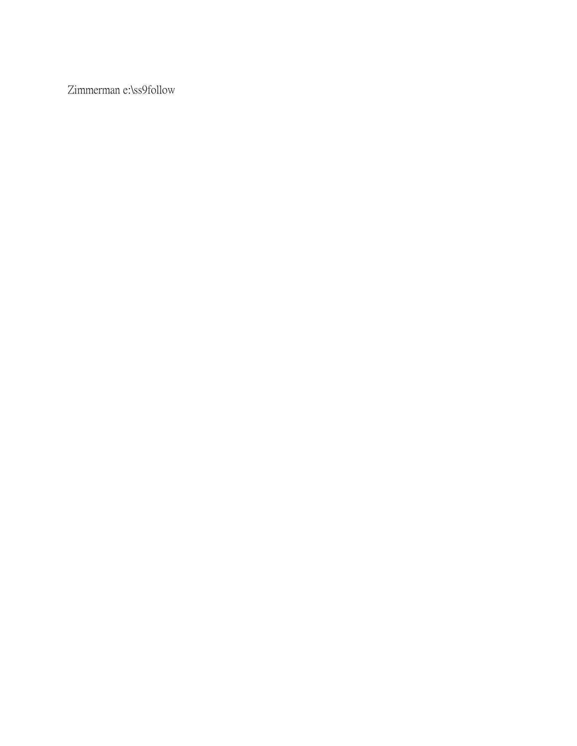Zimmerman e:\ss9follow